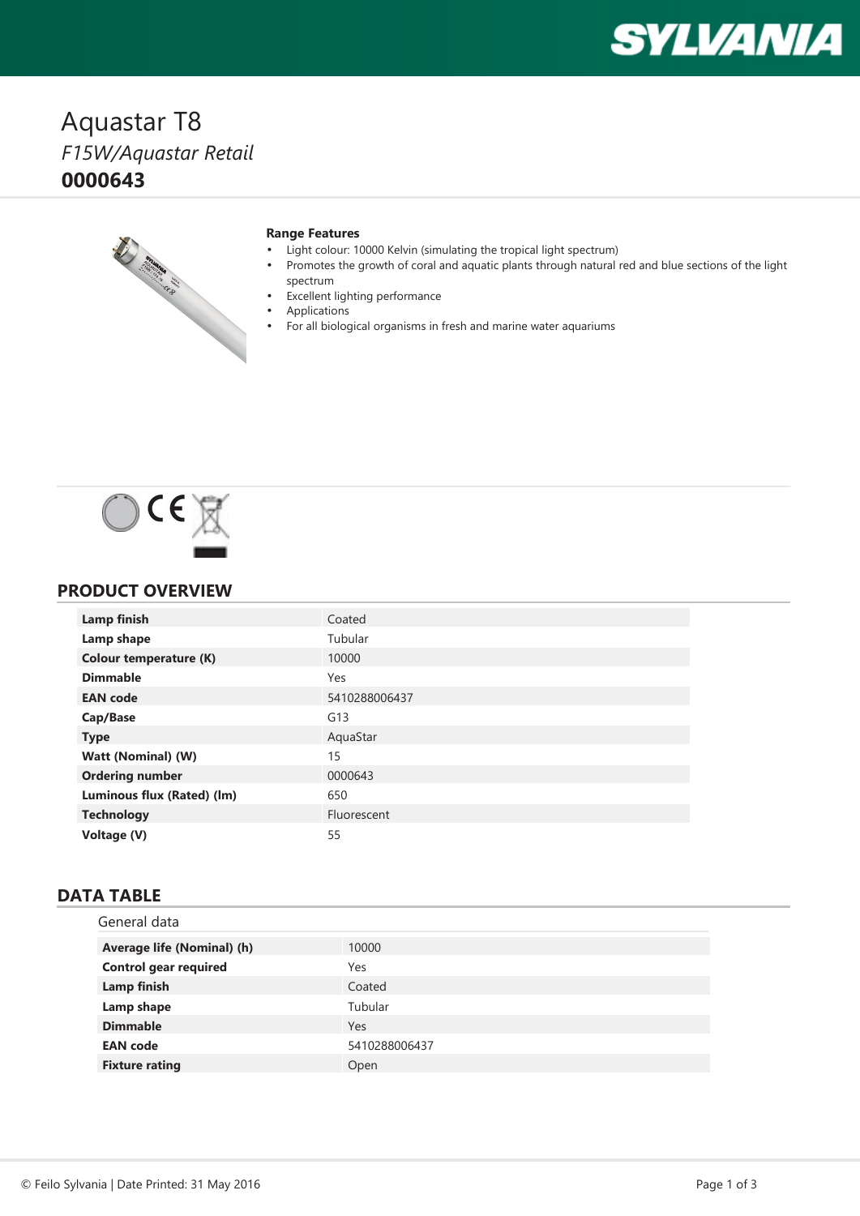# Aquastar T8

*F15W/Aquastar Retail*

**0000643**

**Range Features**

- Light colour: 10000 Kelvin (simulating the tropical light spectrum)
- Promotes the growth of coral and aquatic plants through natural red and blue sections of the light spectrum
- Excellent lighting performance
- Applications
- For all biological organisms in fresh and marine water aquariums

## PRODUCT OVERVIEW

| | |
|---|---|
| **Lamp finish** | Coated |
| **Lamp shape** | Tubular |
| **Colour temperature (K)** | 10000 |
| **Dimmable** | Yes |
| **EAN code** | 5410288006437 |
| **Cap/Base** | G13 |
| **Type** | AquaStar |
| **Watt (Nominal) (W)** | 15 |
| **Ordering number** | 0000643 |
| **Luminous flux (Rated) (lm)** | 650 |
| **Technology** | Fluorescent |
| **Voltage (V)** | 55 |

## DATA TABLE

### General data

| | |
|---|---|
| **Average life (Nominal) (h)** | 10000 |
| **Control gear required** | Yes |
| **Lamp finish** | Coated |
| **Lamp shape** | Tubular |
| **Dimmable** | Yes |
| **EAN code** | 5410288006437 |
| **Fixture rating** | Open |

© Feilo Sylvania | Date Printed: 31 May 2016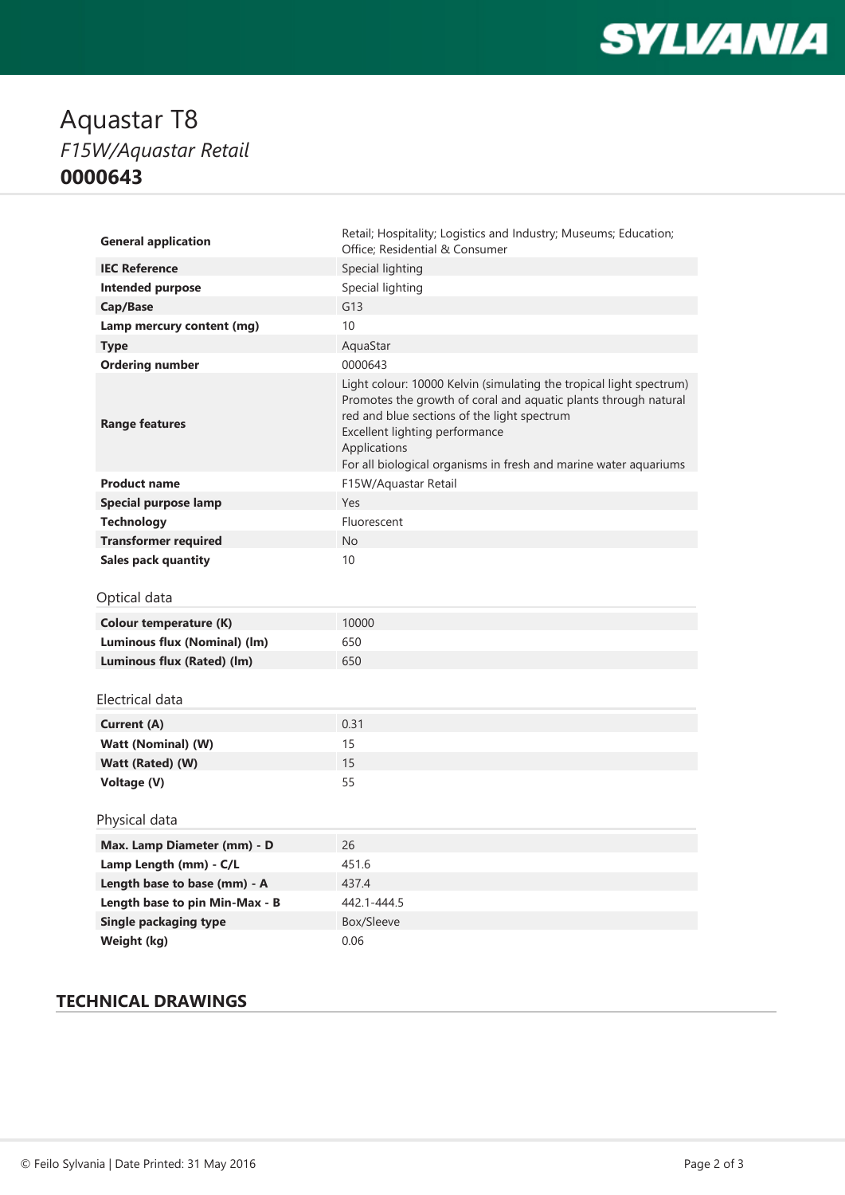# Aquastar T8

*F15W/Aquastar Retail*

**0000643**

| | |
|---|---|
| **General application** | Retail; Hospitality; Logistics and Industry; Museums; Education; Office; Residential & Consumer |
| **IEC Reference** | Special lighting |
| **Intended purpose** | Special lighting |
| **Cap/Base** | G13 |
| **Lamp mercury content (mg)** | 10 |
| **Type** | AquaStar |
| **Ordering number** | 0000643 |
| **Range features** | Light colour: 10000 Kelvin (simulating the tropical light spectrum) Promotes the growth of coral and aquatic plants through natural red and blue sections of the light spectrum Excellent lighting performance Applications For all biological organisms in fresh and marine water aquariums |
| **Product name** | F15W/Aquastar Retail |
| **Special purpose lamp** | Yes |
| **Technology** | Fluorescent |
| **Transformer required** | No |
| **Sales pack quantity** | 10 |

## Optical data

| | |
|---|---|
| **Colour temperature (K)** | 10000 |
| **Luminous flux (Nominal) (lm)** | 650 |
| **Luminous flux (Rated) (lm)** | 650 |

## Electrical data

| | |
|---|---|
| **Current (A)** | 0.31 |
| **Watt (Nominal) (W)** | 15 |
| **Watt (Rated) (W)** | 15 |
| **Voltage (V)** | 55 |

## Physical data

| | |
|---|---|
| **Max. Lamp Diameter (mm) - D** | 26 |
| **Lamp Length (mm) - C/L** | 451.6 |
| **Length base to base (mm) - A** | 437.4 |
| **Length base to pin Min-Max - B** | 442.1-444.5 |
| **Single packaging type** | Box/Sleeve |
| **Weight (kg)** | 0.06 |

## TECHNICAL DRAWINGS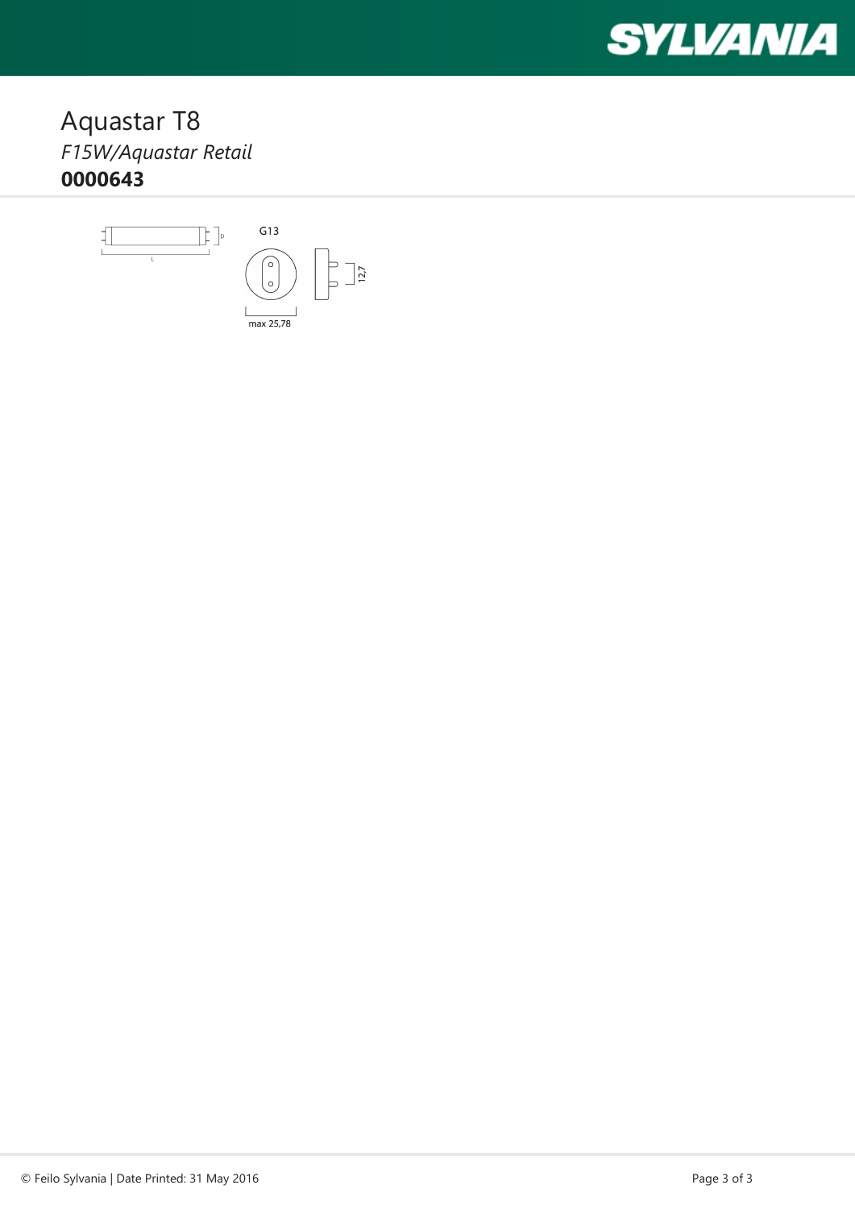# Aquastar T8

*F15W/Aquastar Retail*

**0000643**

G13

12,7

max 25,78

D

L